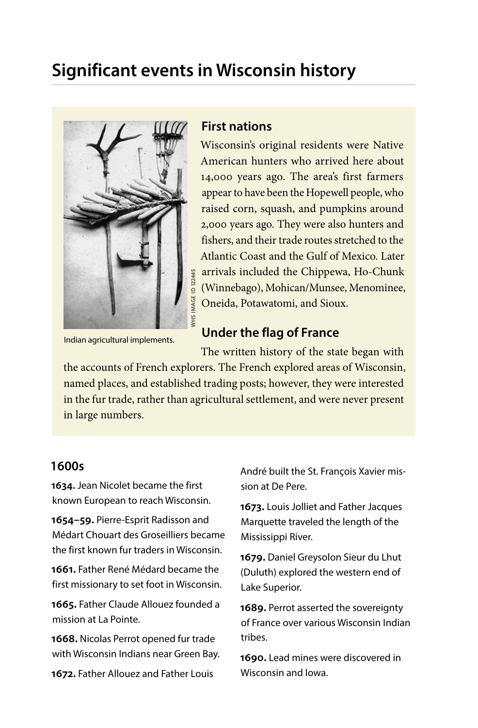# Significant events in Wisconsin history

## First nations

Wisconsin's original residents were Native American hunters who arrived here about 14,000 years ago. The area's first farmers appear to have been the Hopewell people, who raised corn, squash, and pumpkins around 2,000 years ago. They were also hunters and fishers, and their trade routes stretched to the Atlantic Coast and the Gulf of Mexico. Later arrivals included the Chippewa, Ho-Chunk (Winnebago), Mohican/Munsee, Menominee, Oneida, Potawatomi, and Sioux.

Indian agricultural implements.

WHS IMAGE ID 122445

## Under the flag of France

The written history of the state began with the accounts of French explorers. The French explored areas of Wisconsin, named places, and established trading posts; however, they were interested in the fur trade, rather than agricultural settlement, and were never present in large numbers.

### 1600s

**1634.** Jean Nicolet became the first known European to reach Wisconsin.

**1654–59.** Pierre-Esprit Radisson and Médart Chouart des Groseilliers became the first known fur traders in Wisconsin.

**1661.** Father René Médard became the first missionary to set foot in Wisconsin.

**1665.** Father Claude Allouez founded a mission at La Pointe.

**1668.** Nicolas Perrot opened fur trade with Wisconsin Indians near Green Bay.

**1672.** Father Allouez and Father Louis André built the St. François Xavier mission at De Pere.

**1673.** Louis Jolliet and Father Jacques Marquette traveled the length of the Mississippi River.

**1679.** Daniel Greysolon Sieur du Lhut (Duluth) explored the western end of Lake Superior.

**1689.** Perrot asserted the sovereignty of France over various Wisconsin Indian tribes.

**1690.** Lead mines were discovered in Wisconsin and Iowa.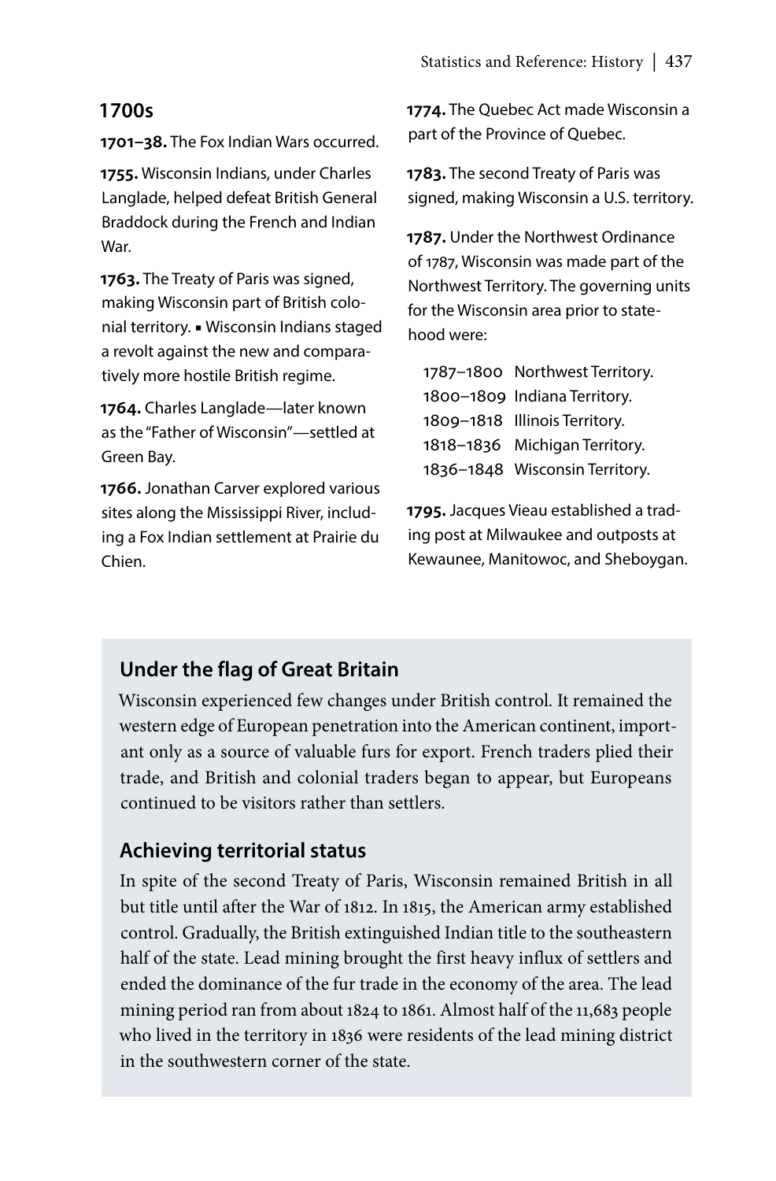## 1700s

**1701–38.** The Fox Indian Wars occurred.

**1755.** Wisconsin Indians, under Charles Langlade, helped defeat British General Braddock during the French and Indian War.

**1763.** The Treaty of Paris was signed, making Wisconsin part of British colonial territory. ▪ Wisconsin Indians staged a revolt against the new and comparatively more hostile British regime.

**1764.** Charles Langlade—later known as the "Father of Wisconsin"—settled at Green Bay.

**1766.** Jonathan Carver explored various sites along the Mississippi River, including a Fox Indian settlement at Prairie du Chien.

**1774.** The Quebec Act made Wisconsin a part of the Province of Quebec.

**1783.** The second Treaty of Paris was signed, making Wisconsin a U.S. territory.

**1787.** Under the Northwest Ordinance of 1787, Wisconsin was made part of the Northwest Territory. The governing units for the Wisconsin area prior to statehood were:

1787–1800 Northwest Territory.
1800–1809 Indiana Territory.
1809–1818 Illinois Territory.
1818–1836 Michigan Territory.
1836–1848 Wisconsin Territory.

**1795.** Jacques Vieau established a trading post at Milwaukee and outposts at Kewaunee, Manitowoc, and Sheboygan.

### Under the flag of Great Britain

Wisconsin experienced few changes under British control. It remained the western edge of European penetration into the American continent, important only as a source of valuable furs for export. French traders plied their trade, and British and colonial traders began to appear, but Europeans continued to be visitors rather than settlers.

### Achieving territorial status

In spite of the second Treaty of Paris, Wisconsin remained British in all but title until after the War of 1812. In 1815, the American army established control. Gradually, the British extinguished Indian title to the southeastern half of the state. Lead mining brought the first heavy influx of settlers and ended the dominance of the fur trade in the economy of the area. The lead mining period ran from about 1824 to 1861. Almost half of the 11,683 people who lived in the territory in 1836 were residents of the lead mining district in the southwestern corner of the state.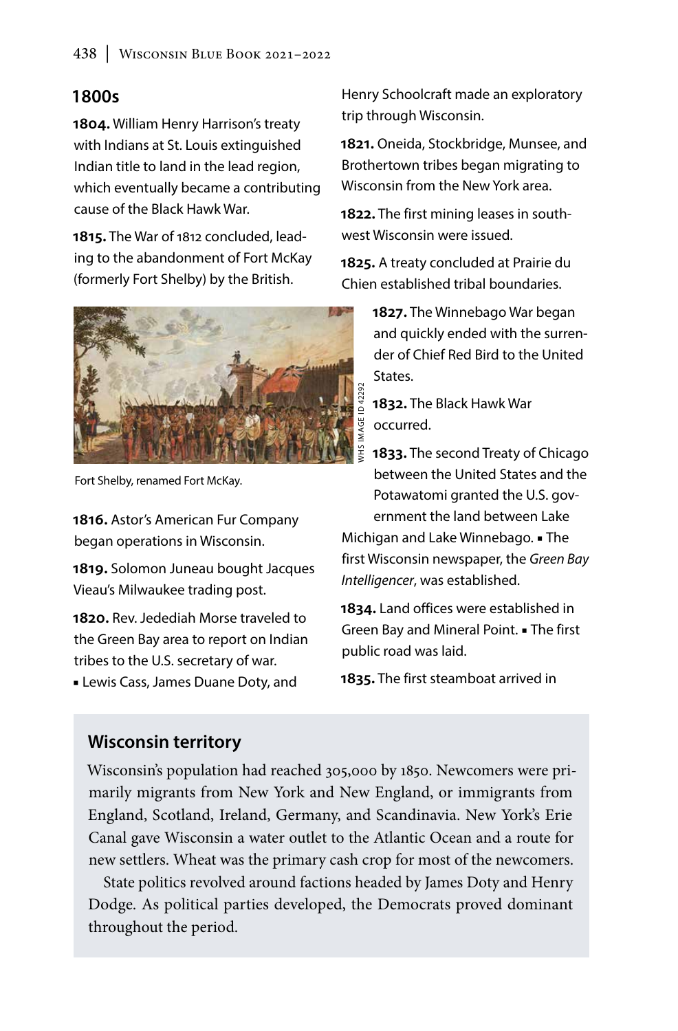## 1800s

**1804.** William Henry Harrison's treaty with Indians at St. Louis extinguished Indian title to land in the lead region, which eventually became a contributing cause of the Black Hawk War.

**1815.** The War of 1812 concluded, leading to the abandonment of Fort McKay (formerly Fort Shelby) by the British.

Fort Shelby, renamed Fort McKay.

**1816.** Astor's American Fur Company began operations in Wisconsin.

**1819.** Solomon Juneau bought Jacques Vieau's Milwaukee trading post.

**1820.** Rev. Jedediah Morse traveled to the Green Bay area to report on Indian tribes to the U.S. secretary of war. ▪ Lewis Cass, James Duane Doty, and Henry Schoolcraft made an exploratory trip through Wisconsin.

**1821.** Oneida, Stockbridge, Munsee, and Brothertown tribes began migrating to Wisconsin from the New York area.

**1822.** The first mining leases in southwest Wisconsin were issued.

**1825.** A treaty concluded at Prairie du Chien established tribal boundaries.

**1827.** The Winnebago War began and quickly ended with the surrender of Chief Red Bird to the United States.

**1832.** The Black Hawk War occurred.

**1833.** The second Treaty of Chicago between the United States and the Potawatomi granted the U.S. government the land between Lake Michigan and Lake Winnebago. ▪ The first Wisconsin newspaper, the *Green Bay Intelligencer*, was established.

**1834.** Land offices were established in Green Bay and Mineral Point. ▪ The first public road was laid.

**1835.** The first steamboat arrived in

### Wisconsin territory

Wisconsin's population had reached 305,000 by 1850. Newcomers were primarily migrants from New York and New England, or immigrants from England, Scotland, Ireland, Germany, and Scandinavia. New York's Erie Canal gave Wisconsin a water outlet to the Atlantic Ocean and a route for new settlers. Wheat was the primary cash crop for most of the newcomers.

State politics revolved around factions headed by James Doty and Henry Dodge. As political parties developed, the Democrats proved dominant throughout the period.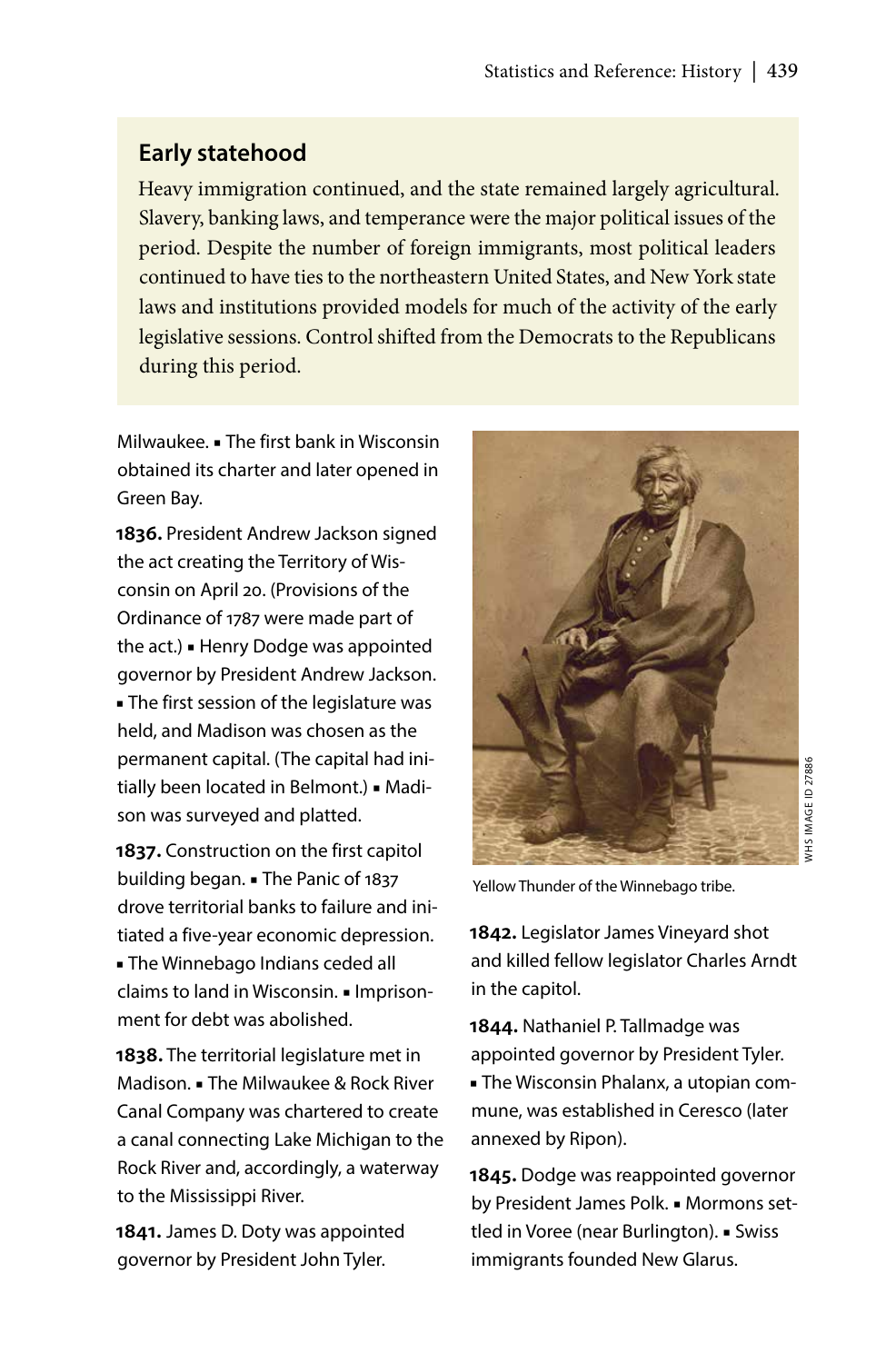## Early statehood

Heavy immigration continued, and the state remained largely agricultural. Slavery, banking laws, and temperance were the major political issues of the period. Despite the number of foreign immigrants, most political leaders continued to have ties to the northeastern United States, and New York state laws and institutions provided models for much of the activity of the early legislative sessions. Control shifted from the Democrats to the Republicans during this period.

Milwaukee. ▪ The first bank in Wisconsin obtained its charter and later opened in Green Bay.

**1836.** President Andrew Jackson signed the act creating the Territory of Wisconsin on April 20. (Provisions of the Ordinance of 1787 were made part of the act.) ▪ Henry Dodge was appointed governor by President Andrew Jackson. ▪ The first session of the legislature was held, and Madison was chosen as the permanent capital. (The capital had initially been located in Belmont.) ▪ Madison was surveyed and platted.

**1837.** Construction on the first capitol building began. ▪ The Panic of 1837 drove territorial banks to failure and initiated a five-year economic depression. ▪ The Winnebago Indians ceded all claims to land in Wisconsin. ▪ Imprisonment for debt was abolished.

**1838.** The territorial legislature met in Madison. ▪ The Milwaukee & Rock River Canal Company was chartered to create a canal connecting Lake Michigan to the Rock River and, accordingly, a waterway to the Mississippi River.

**1841.** James D. Doty was appointed governor by President John Tyler.

WHS IMAGE ID 27886

Yellow Thunder of the Winnebago tribe.

**1842.** Legislator James Vineyard shot and killed fellow legislator Charles Arndt in the capitol.

**1844.** Nathaniel P. Tallmadge was appointed governor by President Tyler. ▪ The Wisconsin Phalanx, a utopian commune, was established in Ceresco (later annexed by Ripon).

**1845.** Dodge was reappointed governor by President James Polk. ▪ Mormons settled in Voree (near Burlington). ▪ Swiss immigrants founded New Glarus.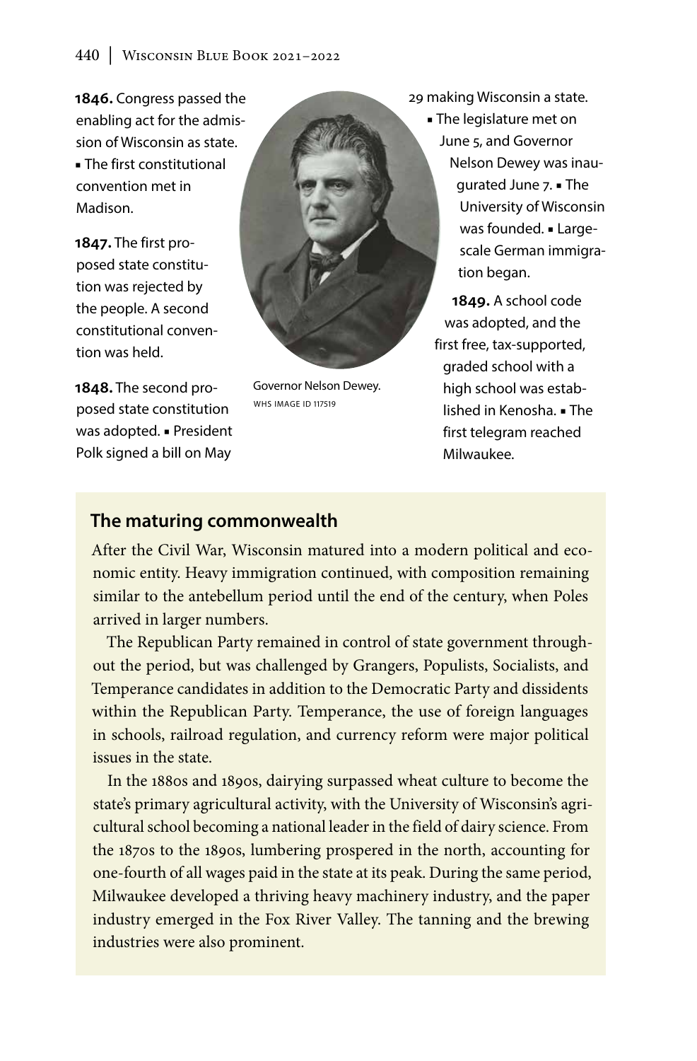**1846.** Congress passed the enabling act for the admission of Wisconsin as state. ▪ The first constitutional convention met in Madison.

**1847.** The first proposed state constitution was rejected by the people. A second constitutional convention was held.

**1848.** The second proposed state constitution was adopted. ▪ President Polk signed a bill on May 29 making Wisconsin a state. ▪ The legislature met on June 5, and Governor Nelson Dewey was inaugurated June 7. ▪ The University of Wisconsin was founded. ▪ Large-scale German immigration began.

**1849.** A school code was adopted, and the first free, tax-supported, graded school with a high school was established in Kenosha. ▪ The first telegram reached Milwaukee.

Governor Nelson Dewey.
WHS IMAGE ID 117519

## The maturing commonwealth

After the Civil War, Wisconsin matured into a modern political and economic entity. Heavy immigration continued, with composition remaining similar to the antebellum period until the end of the century, when Poles arrived in larger numbers.

The Republican Party remained in control of state government throughout the period, but was challenged by Grangers, Populists, Socialists, and Temperance candidates in addition to the Democratic Party and dissidents within the Republican Party. Temperance, the use of foreign languages in schools, railroad regulation, and currency reform were major political issues in the state.

In the 1880s and 1890s, dairying surpassed wheat culture to become the state's primary agricultural activity, with the University of Wisconsin's agricultural school becoming a national leader in the field of dairy science. From the 1870s to the 1890s, lumbering prospered in the north, accounting for one-fourth of all wages paid in the state at its peak. During the same period, Milwaukee developed a thriving heavy machinery industry, and the paper industry emerged in the Fox River Valley. The tanning and the brewing industries were also prominent.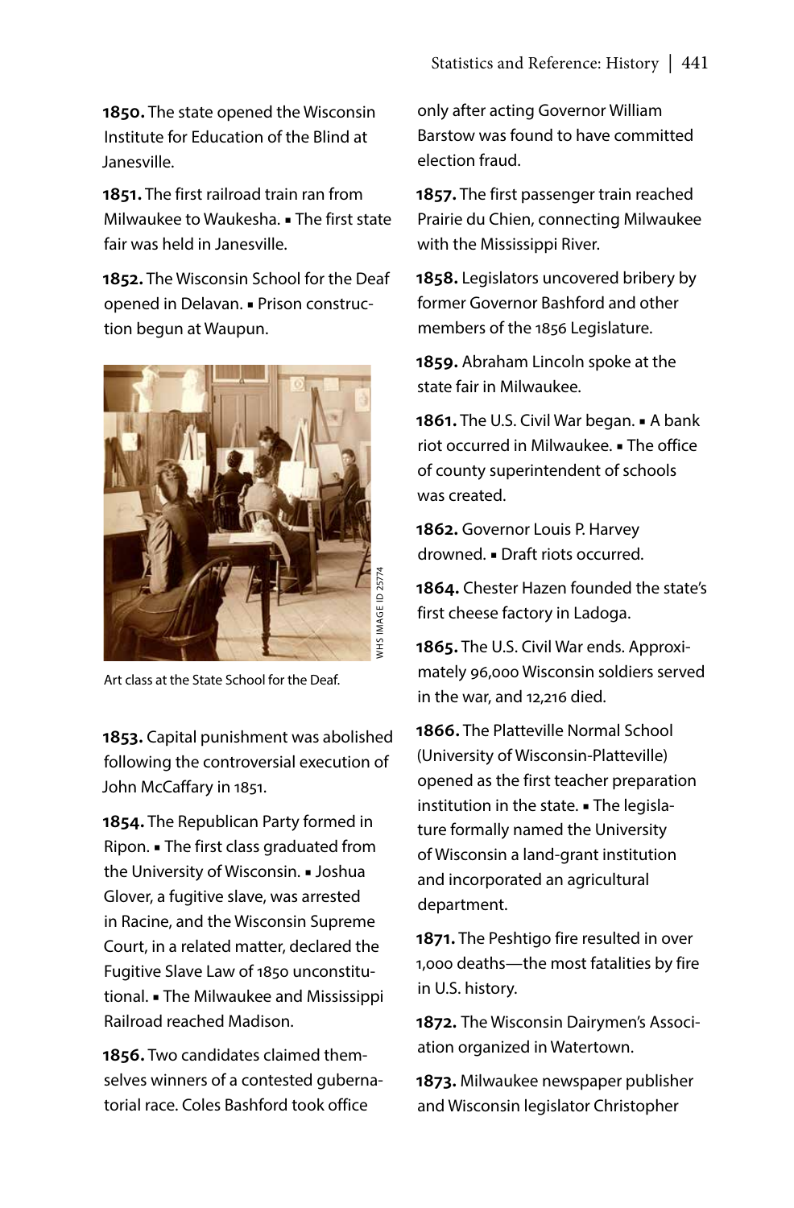**1850.** The state opened the Wisconsin Institute for Education of the Blind at Janesville.

**1851.** The first railroad train ran from Milwaukee to Waukesha. ▪ The first state fair was held in Janesville.

**1852.** The Wisconsin School for the Deaf opened in Delavan. ▪ Prison construction begun at Waupun.

WHS IMAGE ID 25774

Art class at the State School for the Deaf.

**1853.** Capital punishment was abolished following the controversial execution of John McCaffary in 1851.

**1854.** The Republican Party formed in Ripon. ▪ The first class graduated from the University of Wisconsin. ▪ Joshua Glover, a fugitive slave, was arrested in Racine, and the Wisconsin Supreme Court, in a related matter, declared the Fugitive Slave Law of 1850 unconstitutional. ▪ The Milwaukee and Mississippi Railroad reached Madison.

**1856.** Two candidates claimed themselves winners of a contested gubernatorial race. Coles Bashford took office only after acting Governor William Barstow was found to have committed election fraud.

**1857.** The first passenger train reached Prairie du Chien, connecting Milwaukee with the Mississippi River.

**1858.** Legislators uncovered bribery by former Governor Bashford and other members of the 1856 Legislature.

**1859.** Abraham Lincoln spoke at the state fair in Milwaukee.

**1861.** The U.S. Civil War began. ▪ A bank riot occurred in Milwaukee. ▪ The office of county superintendent of schools was created.

**1862.** Governor Louis P. Harvey drowned. ▪ Draft riots occurred.

**1864.** Chester Hazen founded the state's first cheese factory in Ladoga.

**1865.** The U.S. Civil War ends. Approximately 96,000 Wisconsin soldiers served in the war, and 12,216 died.

**1866.** The Platteville Normal School (University of Wisconsin-Platteville) opened as the first teacher preparation institution in the state. ▪ The legislature formally named the University of Wisconsin a land-grant institution and incorporated an agricultural department.

**1871.** The Peshtigo fire resulted in over 1,000 deaths—the most fatalities by fire in U.S. history.

**1872.** The Wisconsin Dairymen's Association organized in Watertown.

**1873.** Milwaukee newspaper publisher and Wisconsin legislator Christopher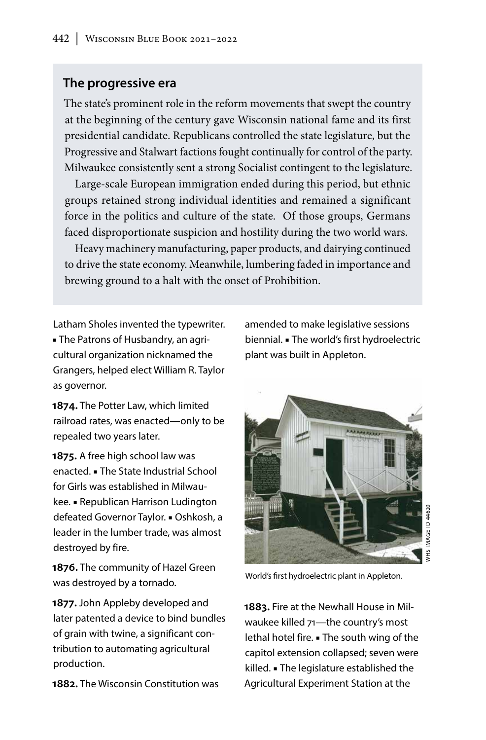## The progressive era

The state's prominent role in the reform movements that swept the country at the beginning of the century gave Wisconsin national fame and its first presidential candidate. Republicans controlled the state legislature, but the Progressive and Stalwart factions fought continually for control of the party. Milwaukee consistently sent a strong Socialist contingent to the legislature.

Large-scale European immigration ended during this period, but ethnic groups retained strong individual identities and remained a significant force in the politics and culture of the state. Of those groups, Germans faced disproportionate suspicion and hostility during the two world wars.

Heavy machinery manufacturing, paper products, and dairying continued to drive the state economy. Meanwhile, lumbering faded in importance and brewing ground to a halt with the onset of Prohibition.

Latham Sholes invented the typewriter. ▪ The Patrons of Husbandry, an agricultural organization nicknamed the Grangers, helped elect William R. Taylor as governor.

**1874.** The Potter Law, which limited railroad rates, was enacted—only to be repealed two years later.

**1875.** A free high school law was enacted. ▪ The State Industrial School for Girls was established in Milwaukee. ▪ Republican Harrison Ludington defeated Governor Taylor. ▪ Oshkosh, a leader in the lumber trade, was almost destroyed by fire.

**1876.** The community of Hazel Green was destroyed by a tornado.

**1877.** John Appleby developed and later patented a device to bind bundles of grain with twine, a significant contribution to automating agricultural production.

**1882.** The Wisconsin Constitution was amended to make legislative sessions biennial. ▪ The world's first hydroelectric plant was built in Appleton.

WHS IMAGE ID 44620

World's first hydroelectric plant in Appleton.

**1883.** Fire at the Newhall House in Milwaukee killed 71—the country's most lethal hotel fire. ▪ The south wing of the capitol extension collapsed; seven were killed. ▪ The legislature established the Agricultural Experiment Station at the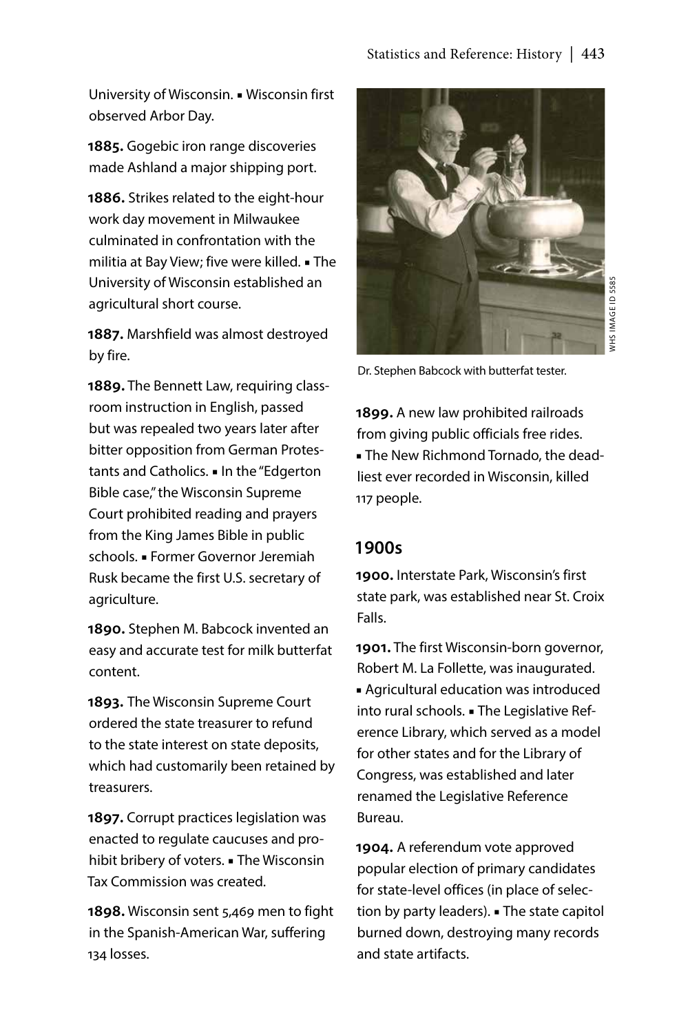University of Wisconsin. ▪ Wisconsin first observed Arbor Day.

**1885.** Gogebic iron range discoveries made Ashland a major shipping port.

**1886.** Strikes related to the eight-hour work day movement in Milwaukee culminated in confrontation with the militia at Bay View; five were killed. ▪ The University of Wisconsin established an agricultural short course.

**1887.** Marshfield was almost destroyed by fire.

**1889.** The Bennett Law, requiring classroom instruction in English, passed but was repealed two years later after bitter opposition from German Protestants and Catholics. ▪ In the "Edgerton Bible case," the Wisconsin Supreme Court prohibited reading and prayers from the King James Bible in public schools. ▪ Former Governor Jeremiah Rusk became the first U.S. secretary of agriculture.

**1890.** Stephen M. Babcock invented an easy and accurate test for milk butterfat content.

**1893.** The Wisconsin Supreme Court ordered the state treasurer to refund to the state interest on state deposits, which had customarily been retained by treasurers.

**1897.** Corrupt practices legislation was enacted to regulate caucuses and prohibit bribery of voters. ▪ The Wisconsin Tax Commission was created.

**1898.** Wisconsin sent 5,469 men to fight in the Spanish-American War, suffering 134 losses.

WHS IMAGE ID 5585

Dr. Stephen Babcock with butterfat tester.

**1899.** A new law prohibited railroads from giving public officials free rides. ▪ The New Richmond Tornado, the deadliest ever recorded in Wisconsin, killed 117 people.

## 1900s

**1900.** Interstate Park, Wisconsin's first state park, was established near St. Croix Falls.

**1901.** The first Wisconsin-born governor, Robert M. La Follette, was inaugurated. ▪ Agricultural education was introduced into rural schools. ▪ The Legislative Reference Library, which served as a model for other states and for the Library of Congress, was established and later renamed the Legislative Reference Bureau.

**1904.** A referendum vote approved popular election of primary candidates for state-level offices (in place of selection by party leaders). ▪ The state capitol burned down, destroying many records and state artifacts.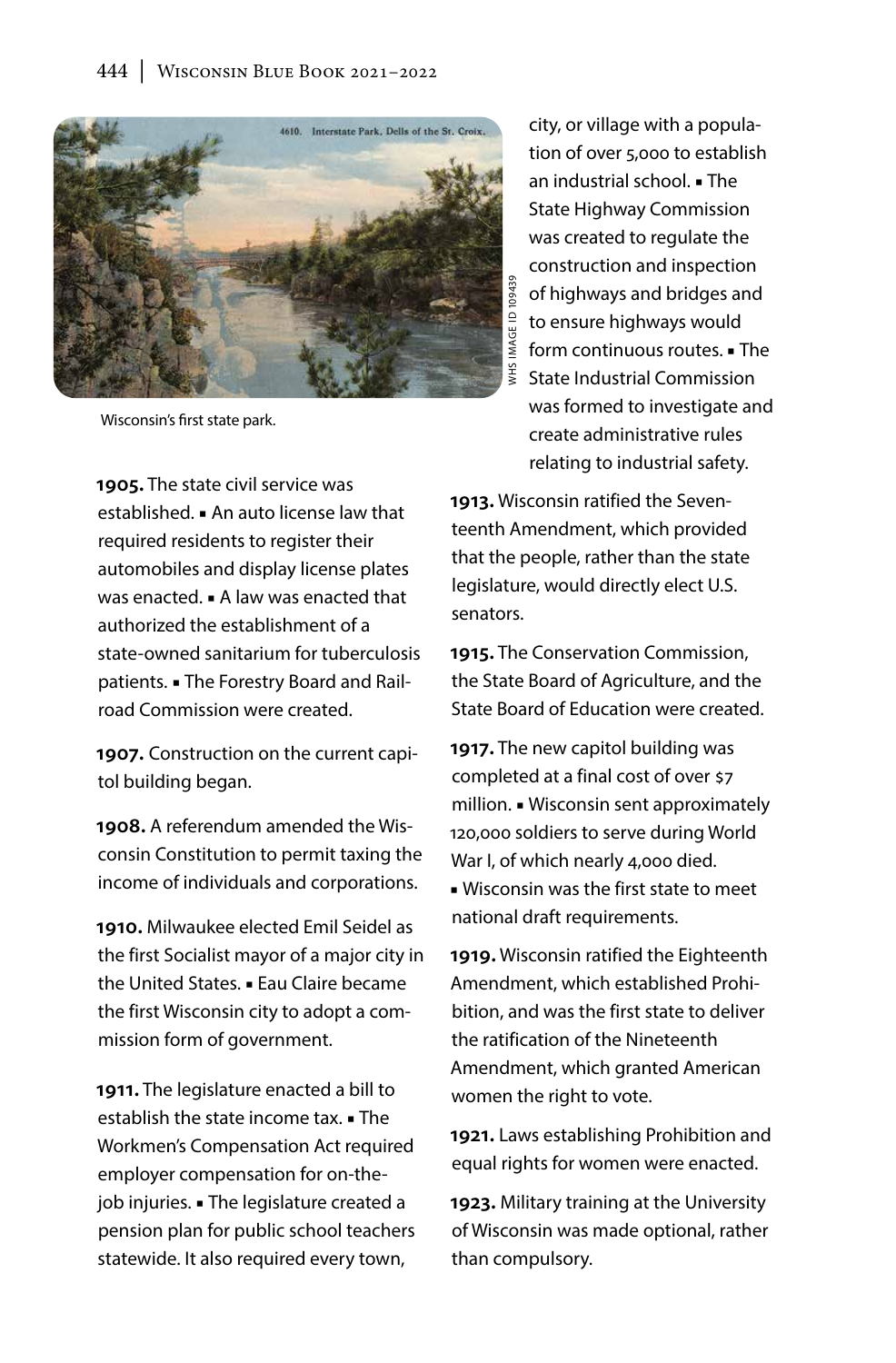Wisconsin's first state park.

**1905.** The state civil service was established. ▪ An auto license law that required residents to register their automobiles and display license plates was enacted. ▪ A law was enacted that authorized the establishment of a state-owned sanitarium for tuberculosis patients. ▪ The Forestry Board and Railroad Commission were created.

**1907.** Construction on the current capitol building began.

**1908.** A referendum amended the Wisconsin Constitution to permit taxing the income of individuals and corporations.

**1910.** Milwaukee elected Emil Seidel as the first Socialist mayor of a major city in the United States. ▪ Eau Claire became the first Wisconsin city to adopt a commission form of government.

**1911.** The legislature enacted a bill to establish the state income tax. ▪ The Workmen's Compensation Act required employer compensation for on-the-job injuries. ▪ The legislature created a pension plan for public school teachers statewide. It also required every town, city, or village with a population of over 5,000 to establish an industrial school. ▪ The State Highway Commission was created to regulate the construction and inspection of highways and bridges and to ensure highways would form continuous routes. ▪ The State Industrial Commission was formed to investigate and create administrative rules relating to industrial safety.

**1913.** Wisconsin ratified the Seventeenth Amendment, which provided that the people, rather than the state legislature, would directly elect U.S. senators.

**1915.** The Conservation Commission, the State Board of Agriculture, and the State Board of Education were created.

**1917.** The new capitol building was completed at a final cost of over $7 million. ▪ Wisconsin sent approximately 120,000 soldiers to serve during World War I, of which nearly 4,000 died. ▪ Wisconsin was the first state to meet national draft requirements.

**1919.** Wisconsin ratified the Eighteenth Amendment, which established Prohibition, and was the first state to deliver the ratification of the Nineteenth Amendment, which granted American women the right to vote.

**1921.** Laws establishing Prohibition and equal rights for women were enacted.

**1923.** Military training at the University of Wisconsin was made optional, rather than compulsory.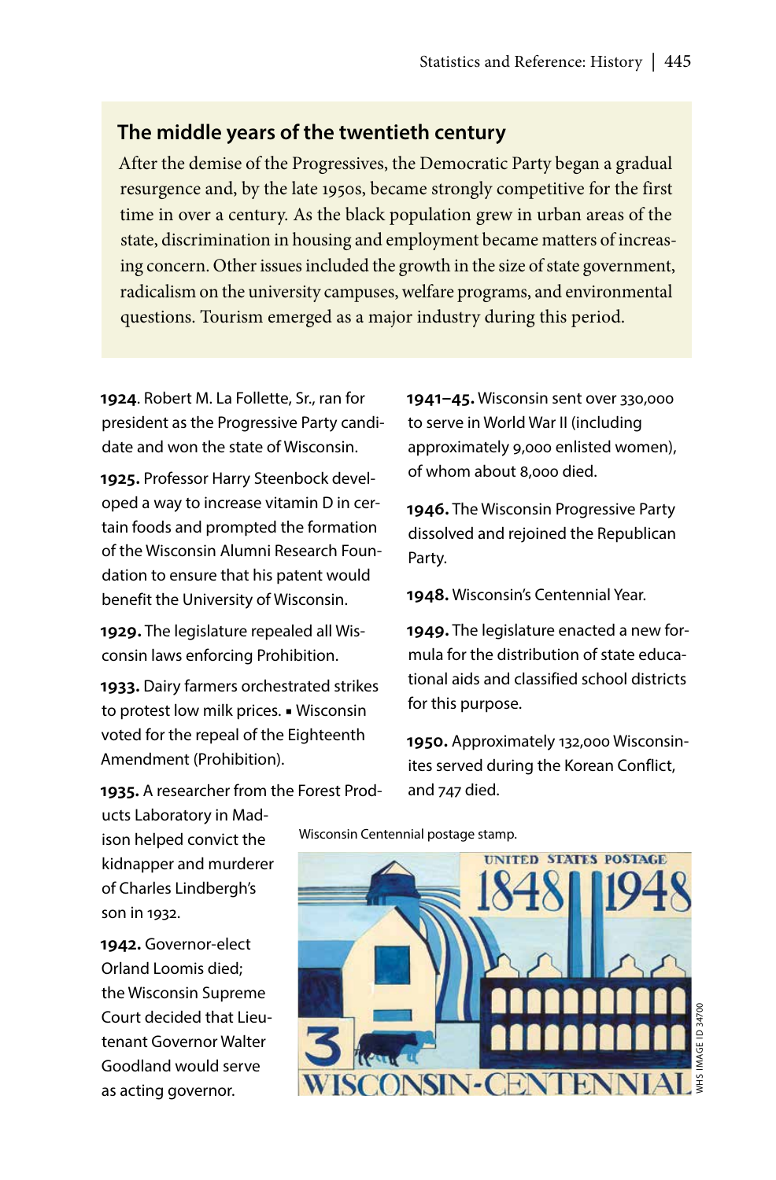## The middle years of the twentieth century

After the demise of the Progressives, the Democratic Party began a gradual resurgence and, by the late 1950s, became strongly competitive for the first time in over a century. As the black population grew in urban areas of the state, discrimination in housing and employment became matters of increasing concern. Other issues included the growth in the size of state government, radicalism on the university campuses, welfare programs, and environmental questions. Tourism emerged as a major industry during this period.

**1924**. Robert M. La Follette, Sr., ran for president as the Progressive Party candidate and won the state of Wisconsin.

**1925.** Professor Harry Steenbock developed a way to increase vitamin D in certain foods and prompted the formation of the Wisconsin Alumni Research Foundation to ensure that his patent would benefit the University of Wisconsin.

**1929.** The legislature repealed all Wisconsin laws enforcing Prohibition.

**1933.** Dairy farmers orchestrated strikes to protest low milk prices. ▪ Wisconsin voted for the repeal of the Eighteenth Amendment (Prohibition).

**1935.** A researcher from the Forest Products Laboratory in Madison helped convict the kidnapper and murderer of Charles Lindbergh's son in 1932.

**1941–45.** Wisconsin sent over 330,000 to serve in World War II (including approximately 9,000 enlisted women), of whom about 8,000 died.

**1942.** Governor-elect Orland Loomis died; the Wisconsin Supreme Court decided that Lieutenant Governor Walter Goodland would serve as acting governor.

**1946.** The Wisconsin Progressive Party dissolved and rejoined the Republican Party.

**1948.** Wisconsin's Centennial Year.

**1949.** The legislature enacted a new formula for the distribution of state educational aids and classified school districts for this purpose.

**1950.** Approximately 132,000 Wisconsinites served during the Korean Conflict, and 747 died.

Wisconsin Centennial postage stamp.

WHS IMAGE ID 34700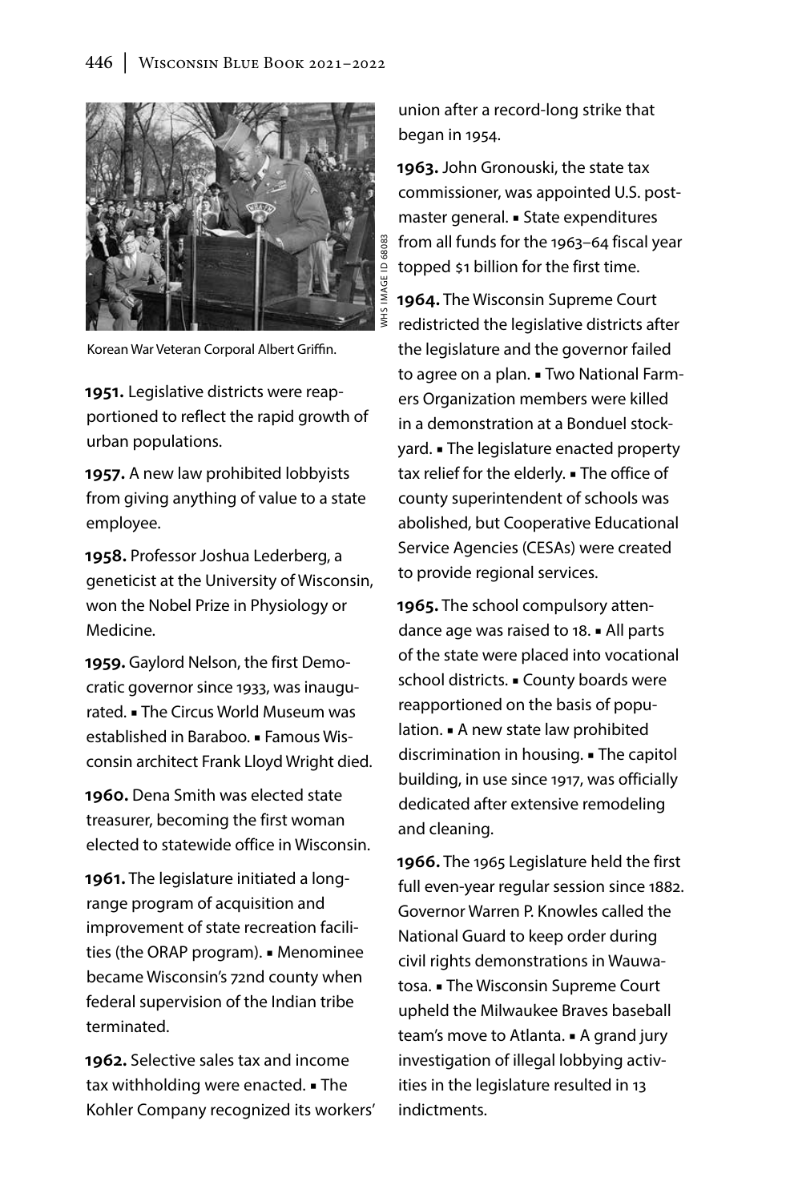Korean War Veteran Corporal Albert Griffin.

**1951.** Legislative districts were reapportioned to reflect the rapid growth of urban populations.

**1957.** A new law prohibited lobbyists from giving anything of value to a state employee.

**1958.** Professor Joshua Lederberg, a geneticist at the University of Wisconsin, won the Nobel Prize in Physiology or Medicine.

**1959.** Gaylord Nelson, the first Democratic governor since 1933, was inaugurated. ▪ The Circus World Museum was established in Baraboo. ▪ Famous Wisconsin architect Frank Lloyd Wright died.

**1960.** Dena Smith was elected state treasurer, becoming the first woman elected to statewide office in Wisconsin.

**1961.** The legislature initiated a long-range program of acquisition and improvement of state recreation facilities (the ORAP program). ▪ Menominee became Wisconsin's 72nd county when federal supervision of the Indian tribe terminated.

**1962.** Selective sales tax and income tax withholding were enacted. ▪ The Kohler Company recognized its workers' union after a record-long strike that began in 1954.

**1963.** John Gronouski, the state tax commissioner, was appointed U.S. postmaster general. ▪ State expenditures from all funds for the 1963–64 fiscal year topped $1 billion for the first time.

**1964.** The Wisconsin Supreme Court redistricted the legislative districts after the legislature and the governor failed to agree on a plan. ▪ Two National Farmers Organization members were killed in a demonstration at a Bonduel stockyard. ▪ The legislature enacted property tax relief for the elderly. ▪ The office of county superintendent of schools was abolished, but Cooperative Educational Service Agencies (CESAs) were created to provide regional services.

**1965.** The school compulsory attendance age was raised to 18. ▪ All parts of the state were placed into vocational school districts. ▪ County boards were reapportioned on the basis of population. ▪ A new state law prohibited discrimination in housing. ▪ The capitol building, in use since 1917, was officially dedicated after extensive remodeling and cleaning.

**1966.** The 1965 Legislature held the first full even-year regular session since 1882. Governor Warren P. Knowles called the National Guard to keep order during civil rights demonstrations in Wauwatosa. ▪ The Wisconsin Supreme Court upheld the Milwaukee Braves baseball team's move to Atlanta. ▪ A grand jury investigation of illegal lobbying activities in the legislature resulted in 13 indictments.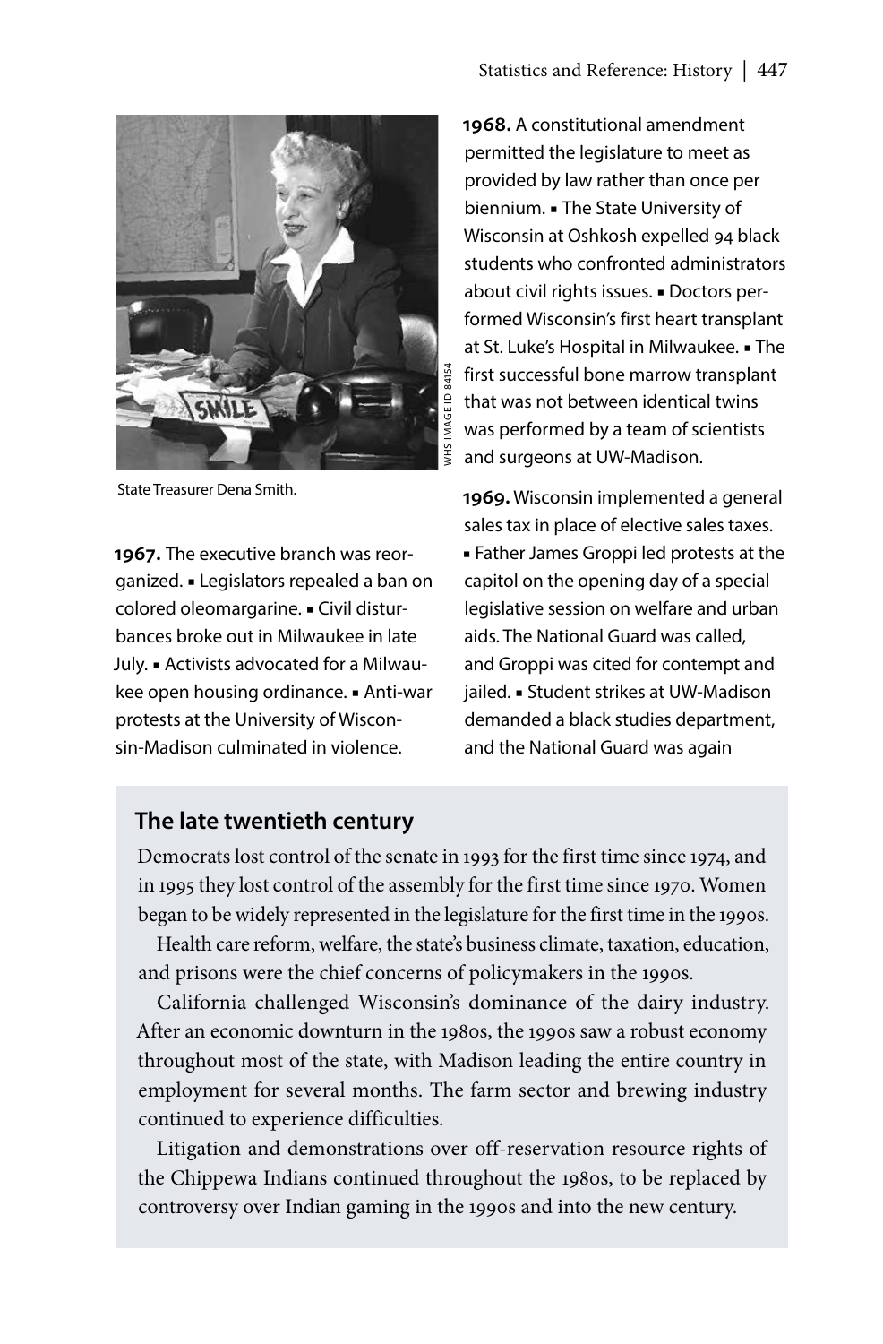State Treasurer Dena Smith.

**1967.** The executive branch was reorganized. ▪ Legislators repealed a ban on colored oleomargarine. ▪ Civil disturbances broke out in Milwaukee in late July. ▪ Activists advocated for a Milwaukee open housing ordinance. ▪ Anti-war protests at the University of Wisconsin-Madison culminated in violence.

**1968.** A constitutional amendment permitted the legislature to meet as provided by law rather than once per biennium. ▪ The State University of Wisconsin at Oshkosh expelled 94 black students who confronted administrators about civil rights issues. ▪ Doctors performed Wisconsin's first heart transplant at St. Luke's Hospital in Milwaukee. ▪ The first successful bone marrow transplant that was not between identical twins was performed by a team of scientists and surgeons at UW-Madison.

**1969.** Wisconsin implemented a general sales tax in place of elective sales taxes. ▪ Father James Groppi led protests at the capitol on the opening day of a special legislative session on welfare and urban aids. The National Guard was called, and Groppi was cited for contempt and jailed. ▪ Student strikes at UW-Madison demanded a black studies department, and the National Guard was again

## The late twentieth century

Democrats lost control of the senate in 1993 for the first time since 1974, and in 1995 they lost control of the assembly for the first time since 1970. Women began to be widely represented in the legislature for the first time in the 1990s.

Health care reform, welfare, the state's business climate, taxation, education, and prisons were the chief concerns of policymakers in the 1990s.

California challenged Wisconsin's dominance of the dairy industry. After an economic downturn in the 1980s, the 1990s saw a robust economy throughout most of the state, with Madison leading the entire country in employment for several months. The farm sector and brewing industry continued to experience difficulties.

Litigation and demonstrations over off-reservation resource rights of the Chippewa Indians continued throughout the 1980s, to be replaced by controversy over Indian gaming in the 1990s and into the new century.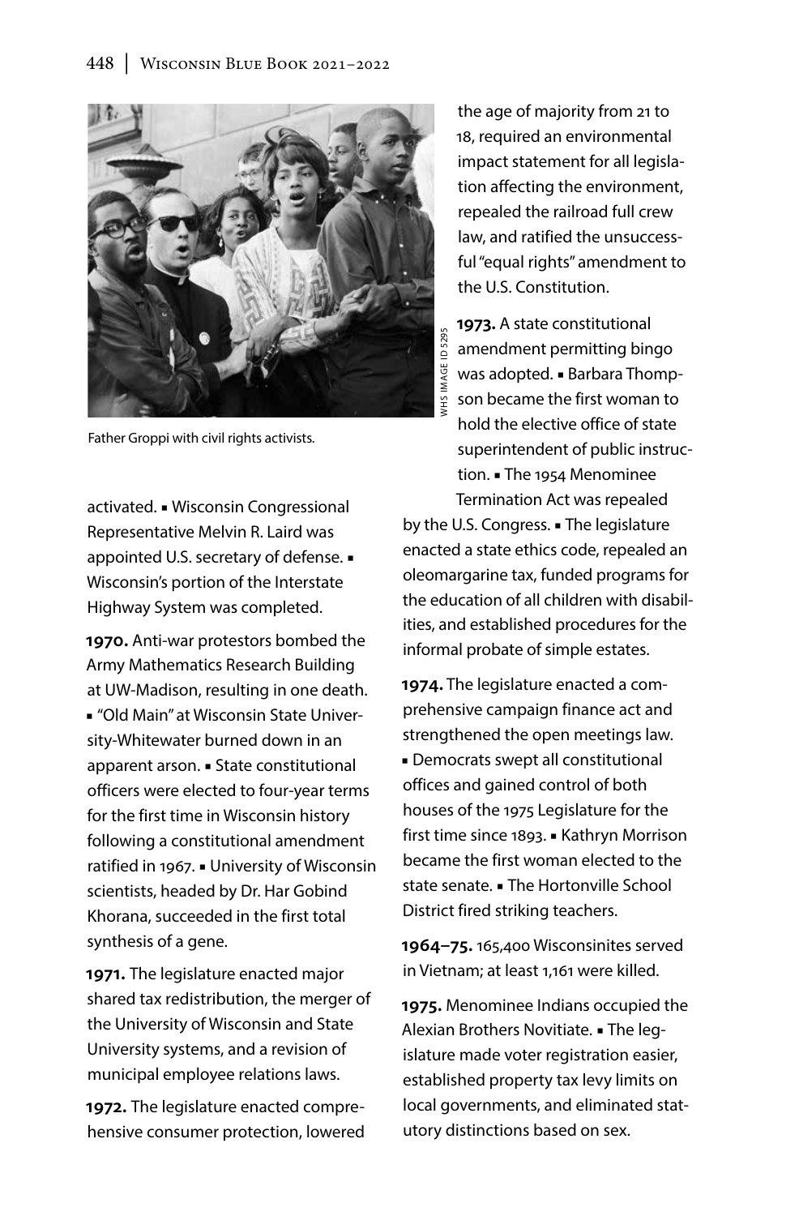Father Groppi with civil rights activists.

WHS IMAGE ID 5295

activated. ▪ Wisconsin Congressional Representative Melvin R. Laird was appointed U.S. secretary of defense. ▪ Wisconsin's portion of the Interstate Highway System was completed.

**1970.** Anti-war protestors bombed the Army Mathematics Research Building at UW-Madison, resulting in one death. ▪ "Old Main" at Wisconsin State University-Whitewater burned down in an apparent arson. ▪ State constitutional officers were elected to four-year terms for the first time in Wisconsin history following a constitutional amendment ratified in 1967. ▪ University of Wisconsin scientists, headed by Dr. Har Gobind Khorana, succeeded in the first total synthesis of a gene.

**1971.** The legislature enacted major shared tax redistribution, the merger of the University of Wisconsin and State University systems, and a revision of municipal employee relations laws.

**1972.** The legislature enacted comprehensive consumer protection, lowered the age of majority from 21 to 18, required an environmental impact statement for all legislation affecting the environment, repealed the railroad full crew law, and ratified the unsuccessful "equal rights" amendment to the U.S. Constitution.

**1973.** A state constitutional amendment permitting bingo was adopted. ▪ Barbara Thompson became the first woman to hold the elective office of state superintendent of public instruction. ▪ The 1954 Menominee Termination Act was repealed by the U.S. Congress. ▪ The legislature enacted a state ethics code, repealed an oleomargarine tax, funded programs for the education of all children with disabilities, and established procedures for the informal probate of simple estates.

**1974.** The legislature enacted a comprehensive campaign finance act and strengthened the open meetings law. ▪ Democrats swept all constitutional offices and gained control of both houses of the 1975 Legislature for the first time since 1893. ▪ Kathryn Morrison became the first woman elected to the state senate. ▪ The Hortonville School District fired striking teachers.

**1964–75.** 165,400 Wisconsinites served in Vietnam; at least 1,161 were killed.

**1975.** Menominee Indians occupied the Alexian Brothers Novitiate. ▪ The legislature made voter registration easier, established property tax levy limits on local governments, and eliminated statutory distinctions based on sex.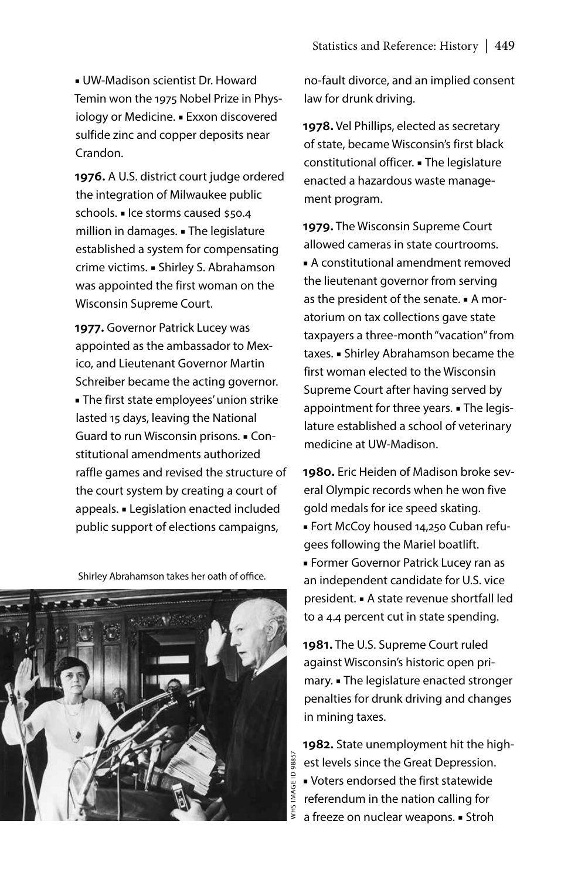▪ UW-Madison scientist Dr. Howard Temin won the 1975 Nobel Prize in Physiology or Medicine. ▪ Exxon discovered sulfide zinc and copper deposits near Crandon.

**1976.** A U.S. district court judge ordered the integration of Milwaukee public schools. ▪ Ice storms caused $50.4 million in damages. ▪ The legislature established a system for compensating crime victims. ▪ Shirley S. Abrahamson was appointed the first woman on the Wisconsin Supreme Court.

**1977.** Governor Patrick Lucey was appointed as the ambassador to Mexico, and Lieutenant Governor Martin Schreiber became the acting governor. ▪ The first state employees' union strike lasted 15 days, leaving the National Guard to run Wisconsin prisons. ▪ Constitutional amendments authorized raffle games and revised the structure of the court system by creating a court of appeals. ▪ Legislation enacted included public support of elections campaigns, no-fault divorce, and an implied consent law for drunk driving.

Shirley Abrahamson takes her oath of office.

WHS IMAGE ID 98857

**1978.** Vel Phillips, elected as secretary of state, became Wisconsin's first black constitutional officer. ▪ The legislature enacted a hazardous waste management program.

**1979.** The Wisconsin Supreme Court allowed cameras in state courtrooms. ▪ A constitutional amendment removed the lieutenant governor from serving as the president of the senate. ▪ A moratorium on tax collections gave state taxpayers a three-month "vacation" from taxes. ▪ Shirley Abrahamson became the first woman elected to the Wisconsin Supreme Court after having served by appointment for three years. ▪ The legislature established a school of veterinary medicine at UW-Madison.

**1980.** Eric Heiden of Madison broke several Olympic records when he won five gold medals for ice speed skating. ▪ Fort McCoy housed 14,250 Cuban refugees following the Mariel boatlift. ▪ Former Governor Patrick Lucey ran as an independent candidate for U.S. vice president. ▪ A state revenue shortfall led to a 4.4 percent cut in state spending.

**1981.** The U.S. Supreme Court ruled against Wisconsin's historic open primary. ▪ The legislature enacted stronger penalties for drunk driving and changes in mining taxes.

**1982.** State unemployment hit the highest levels since the Great Depression. ▪ Voters endorsed the first statewide referendum in the nation calling for a freeze on nuclear weapons. ▪ Stroh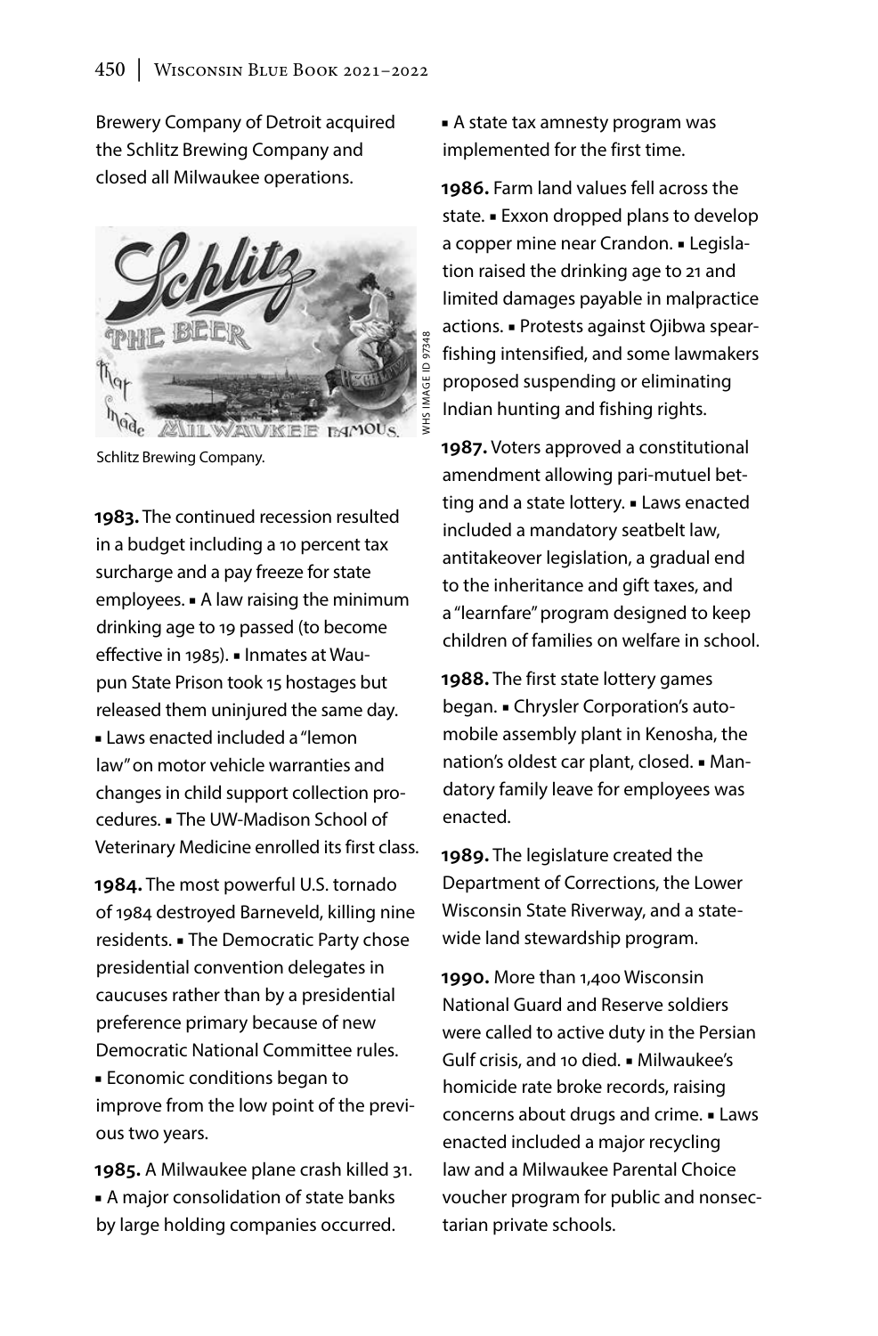Brewery Company of Detroit acquired the Schlitz Brewing Company and closed all Milwaukee operations.

Schlitz Brewing Company.

**1983.** The continued recession resulted in a budget including a 10 percent tax surcharge and a pay freeze for state employees. ▪ A law raising the minimum drinking age to 19 passed (to become effective in 1985). ▪ Inmates at Waupun State Prison took 15 hostages but released them uninjured the same day. ▪ Laws enacted included a "lemon law" on motor vehicle warranties and changes in child support collection procedures. ▪ The UW-Madison School of Veterinary Medicine enrolled its first class.

**1984.** The most powerful U.S. tornado of 1984 destroyed Barneveld, killing nine residents. ▪ The Democratic Party chose presidential convention delegates in caucuses rather than by a presidential preference primary because of new Democratic National Committee rules. ▪ Economic conditions began to improve from the low point of the previous two years.

**1985.** A Milwaukee plane crash killed 31. ▪ A major consolidation of state banks by large holding companies occurred. ▪ A state tax amnesty program was implemented for the first time.

**1986.** Farm land values fell across the state. ▪ Exxon dropped plans to develop a copper mine near Crandon. ▪ Legislation raised the drinking age to 21 and limited damages payable in malpractice actions. ▪ Protests against Ojibwa spearfishing intensified, and some lawmakers proposed suspending or eliminating Indian hunting and fishing rights.

**1987.** Voters approved a constitutional amendment allowing pari-mutuel betting and a state lottery. ▪ Laws enacted included a mandatory seatbelt law, antitakeover legislation, a gradual end to the inheritance and gift taxes, and a "learnfare" program designed to keep children of families on welfare in school.

**1988.** The first state lottery games began. ▪ Chrysler Corporation's automobile assembly plant in Kenosha, the nation's oldest car plant, closed. ▪ Mandatory family leave for employees was enacted.

**1989.** The legislature created the Department of Corrections, the Lower Wisconsin State Riverway, and a statewide land stewardship program.

**1990.** More than 1,400 Wisconsin National Guard and Reserve soldiers were called to active duty in the Persian Gulf crisis, and 10 died. ▪ Milwaukee's homicide rate broke records, raising concerns about drugs and crime. ▪ Laws enacted included a major recycling law and a Milwaukee Parental Choice voucher program for public and nonsectarian private schools.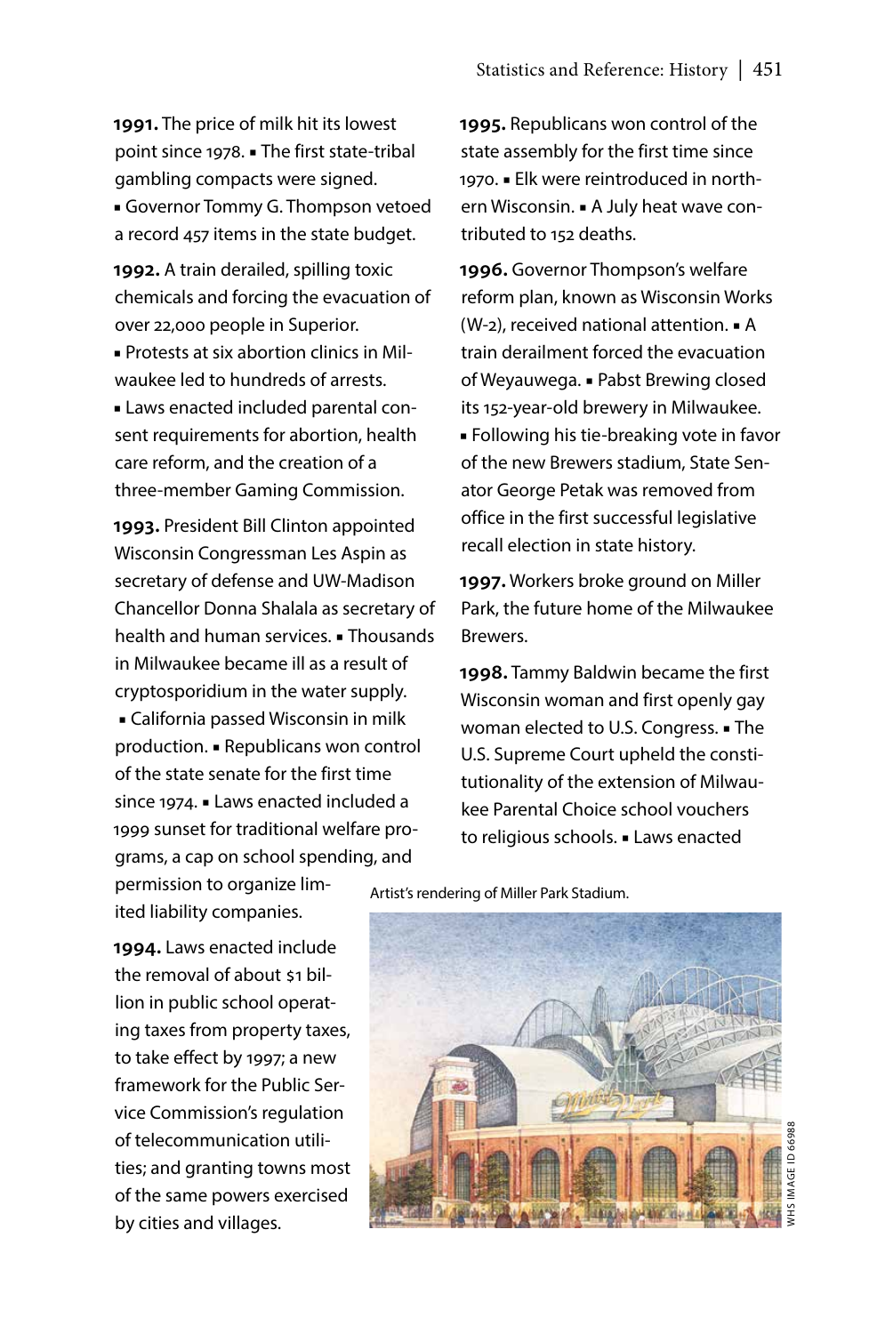**1991.** The price of milk hit its lowest point since 1978. ▪ The first state-tribal gambling compacts were signed. ▪ Governor Tommy G. Thompson vetoed a record 457 items in the state budget.

**1992.** A train derailed, spilling toxic chemicals and forcing the evacuation of over 22,000 people in Superior. ▪ Protests at six abortion clinics in Milwaukee led to hundreds of arrests. ▪ Laws enacted included parental consent requirements for abortion, health care reform, and the creation of a three-member Gaming Commission.

**1993.** President Bill Clinton appointed Wisconsin Congressman Les Aspin as secretary of defense and UW-Madison Chancellor Donna Shalala as secretary of health and human services. ▪ Thousands in Milwaukee became ill as a result of cryptosporidium in the water supply. ▪ California passed Wisconsin in milk production. ▪ Republicans won control of the state senate for the first time since 1974. ▪ Laws enacted included a 1999 sunset for traditional welfare programs, a cap on school spending, and permission to organize limited liability companies.

**1994.** Laws enacted include the removal of about $1 billion in public school operating taxes from property taxes, to take effect by 1997; a new framework for the Public Service Commission's regulation of telecommunication utilities; and granting towns most of the same powers exercised by cities and villages.

**1995.** Republicans won control of the state assembly for the first time since 1970. ▪ Elk were reintroduced in northern Wisconsin. ▪ A July heat wave contributed to 152 deaths.

**1996.** Governor Thompson's welfare reform plan, known as Wisconsin Works (W-2), received national attention. ▪ A train derailment forced the evacuation of Weyauwega. ▪ Pabst Brewing closed its 152-year-old brewery in Milwaukee. ▪ Following his tie-breaking vote in favor of the new Brewers stadium, State Senator George Petak was removed from office in the first successful legislative recall election in state history.

**1997.** Workers broke ground on Miller Park, the future home of the Milwaukee Brewers.

**1998.** Tammy Baldwin became the first Wisconsin woman and first openly gay woman elected to U.S. Congress. ▪ The U.S. Supreme Court upheld the constitutionality of the extension of Milwaukee Parental Choice school vouchers to religious schools. ▪ Laws enacted

Artist's rendering of Miller Park Stadium.

WHS IMAGE ID 66988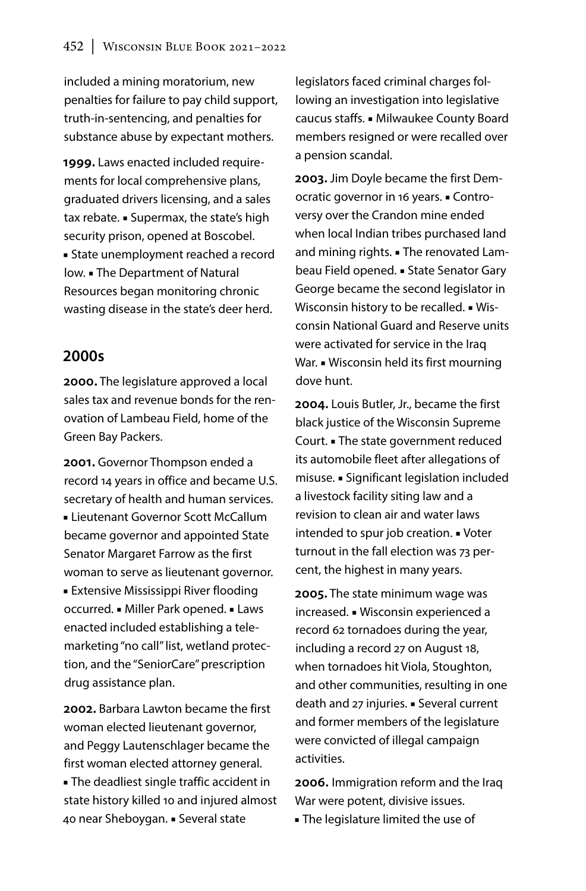included a mining moratorium, new penalties for failure to pay child support, truth-in-sentencing, and penalties for substance abuse by expectant mothers.

**1999.** Laws enacted included requirements for local comprehensive plans, graduated drivers licensing, and a sales tax rebate. ▪ Supermax, the state's high security prison, opened at Boscobel. ▪ State unemployment reached a record low. ▪ The Department of Natural Resources began monitoring chronic wasting disease in the state's deer herd.

## 2000s

**2000.** The legislature approved a local sales tax and revenue bonds for the renovation of Lambeau Field, home of the Green Bay Packers.

**2001.** Governor Thompson ended a record 14 years in office and became U.S. secretary of health and human services. ▪ Lieutenant Governor Scott McCallum became governor and appointed State Senator Margaret Farrow as the first woman to serve as lieutenant governor. ▪ Extensive Mississippi River flooding occurred. ▪ Miller Park opened. ▪ Laws enacted included establishing a telemarketing "no call" list, wetland protection, and the "SeniorCare" prescription drug assistance plan.

**2002.** Barbara Lawton became the first woman elected lieutenant governor, and Peggy Lautenschlager became the first woman elected attorney general. ▪ The deadliest single traffic accident in state history killed 10 and injured almost 40 near Sheboygan. ▪ Several state legislators faced criminal charges following an investigation into legislative caucus staffs. ▪ Milwaukee County Board members resigned or were recalled over a pension scandal.

**2003.** Jim Doyle became the first Democratic governor in 16 years. ▪ Controversy over the Crandon mine ended when local Indian tribes purchased land and mining rights. ▪ The renovated Lambeau Field opened. ▪ State Senator Gary George became the second legislator in Wisconsin history to be recalled. ▪ Wisconsin National Guard and Reserve units were activated for service in the Iraq War. ▪ Wisconsin held its first mourning dove hunt.

**2004.** Louis Butler, Jr., became the first black justice of the Wisconsin Supreme Court. ▪ The state government reduced its automobile fleet after allegations of misuse. ▪ Significant legislation included a livestock facility siting law and a revision to clean air and water laws intended to spur job creation. ▪ Voter turnout in the fall election was 73 percent, the highest in many years.

**2005.** The state minimum wage was increased. ▪ Wisconsin experienced a record 62 tornadoes during the year, including a record 27 on August 18, when tornadoes hit Viola, Stoughton, and other communities, resulting in one death and 27 injuries. ▪ Several current and former members of the legislature were convicted of illegal campaign activities.

**2006.** Immigration reform and the Iraq War were potent, divisive issues. ▪ The legislature limited the use of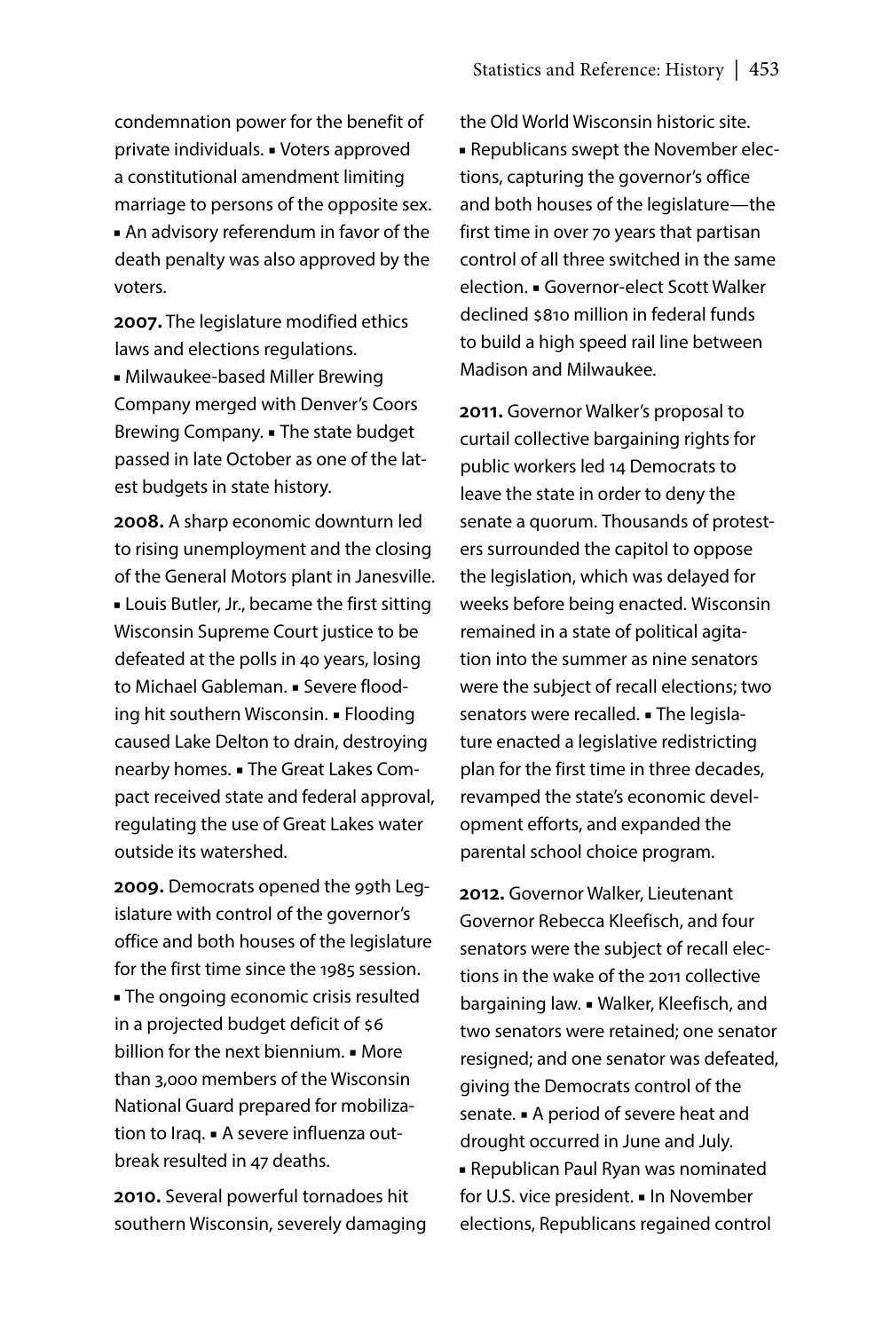condemnation power for the benefit of private individuals. ▪ Voters approved a constitutional amendment limiting marriage to persons of the opposite sex. ▪ An advisory referendum in favor of the death penalty was also approved by the voters.

**2007.** The legislature modified ethics laws and elections regulations. ▪ Milwaukee-based Miller Brewing Company merged with Denver's Coors Brewing Company. ▪ The state budget passed in late October as one of the latest budgets in state history.

**2008.** A sharp economic downturn led to rising unemployment and the closing of the General Motors plant in Janesville. ▪ Louis Butler, Jr., became the first sitting Wisconsin Supreme Court justice to be defeated at the polls in 40 years, losing to Michael Gableman. ▪ Severe flooding hit southern Wisconsin. ▪ Flooding caused Lake Delton to drain, destroying nearby homes. ▪ The Great Lakes Compact received state and federal approval, regulating the use of Great Lakes water outside its watershed.

**2009.** Democrats opened the 99th Legislature with control of the governor's office and both houses of the legislature for the first time since the 1985 session. ▪ The ongoing economic crisis resulted in a projected budget deficit of $6 billion for the next biennium. ▪ More than 3,000 members of the Wisconsin National Guard prepared for mobilization to Iraq. ▪ A severe influenza outbreak resulted in 47 deaths.

**2010.** Several powerful tornadoes hit southern Wisconsin, severely damaging the Old World Wisconsin historic site. ▪ Republicans swept the November elections, capturing the governor's office and both houses of the legislature—the first time in over 70 years that partisan control of all three switched in the same election. ▪ Governor-elect Scott Walker declined $810 million in federal funds to build a high speed rail line between Madison and Milwaukee.

**2011.** Governor Walker's proposal to curtail collective bargaining rights for public workers led 14 Democrats to leave the state in order to deny the senate a quorum. Thousands of protesters surrounded the capitol to oppose the legislation, which was delayed for weeks before being enacted. Wisconsin remained in a state of political agitation into the summer as nine senators were the subject of recall elections; two senators were recalled. ▪ The legislature enacted a legislative redistricting plan for the first time in three decades, revamped the state's economic development efforts, and expanded the parental school choice program.

**2012.** Governor Walker, Lieutenant Governor Rebecca Kleefisch, and four senators were the subject of recall elections in the wake of the 2011 collective bargaining law. ▪ Walker, Kleefisch, and two senators were retained; one senator resigned; and one senator was defeated, giving the Democrats control of the senate. ▪ A period of severe heat and drought occurred in June and July. ▪ Republican Paul Ryan was nominated for U.S. vice president. ▪ In November elections, Republicans regained control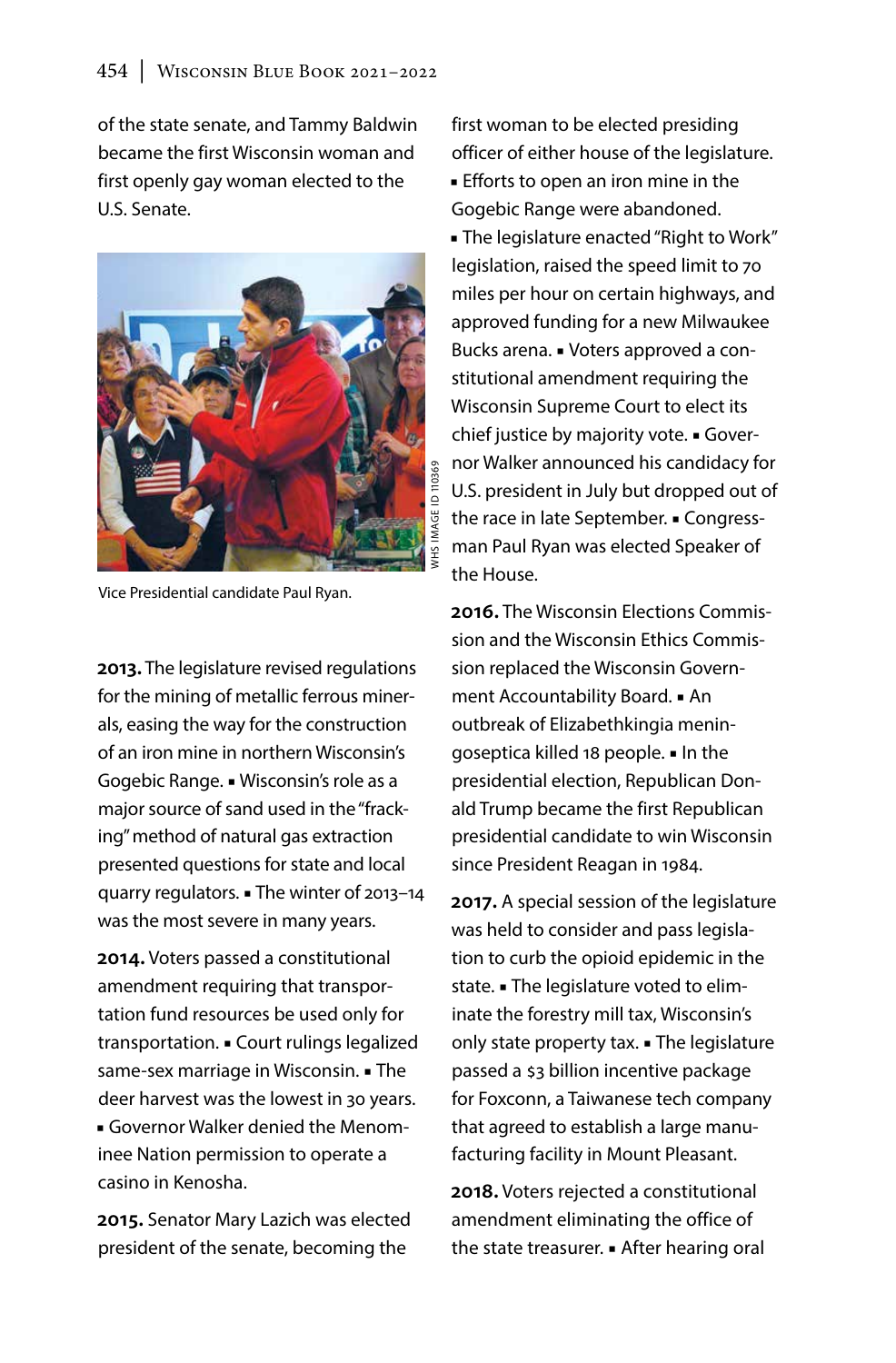of the state senate, and Tammy Baldwin became the first Wisconsin woman and first openly gay woman elected to the U.S. Senate.

Vice Presidential candidate Paul Ryan.

**2013.** The legislature revised regulations for the mining of metallic ferrous minerals, easing the way for the construction of an iron mine in northern Wisconsin's Gogebic Range. ▪ Wisconsin's role as a major source of sand used in the "fracking" method of natural gas extraction presented questions for state and local quarry regulators. ▪ The winter of 2013–14 was the most severe in many years.

**2014.** Voters passed a constitutional amendment requiring that transportation fund resources be used only for transportation. ▪ Court rulings legalized same-sex marriage in Wisconsin. ▪ The deer harvest was the lowest in 30 years. ▪ Governor Walker denied the Menominee Nation permission to operate a casino in Kenosha.

**2015.** Senator Mary Lazich was elected president of the senate, becoming the first woman to be elected presiding officer of either house of the legislature. ▪ Efforts to open an iron mine in the Gogebic Range were abandoned. ▪ The legislature enacted "Right to Work" legislation, raised the speed limit to 70 miles per hour on certain highways, and approved funding for a new Milwaukee Bucks arena. ▪ Voters approved a constitutional amendment requiring the Wisconsin Supreme Court to elect its chief justice by majority vote. ▪ Governor Walker announced his candidacy for U.S. president in July but dropped out of the race in late September. ▪ Congressman Paul Ryan was elected Speaker of the House.

**2016.** The Wisconsin Elections Commission and the Wisconsin Ethics Commission replaced the Wisconsin Government Accountability Board. ▪ An outbreak of Elizabethkingia meningoseptica killed 18 people. ▪ In the presidential election, Republican Donald Trump became the first Republican presidential candidate to win Wisconsin since President Reagan in 1984.

**2017.** A special session of the legislature was held to consider and pass legislation to curb the opioid epidemic in the state. ▪ The legislature voted to eliminate the forestry mill tax, Wisconsin's only state property tax. ▪ The legislature passed a $3 billion incentive package for Foxconn, a Taiwanese tech company that agreed to establish a large manufacturing facility in Mount Pleasant.

**2018.** Voters rejected a constitutional amendment eliminating the office of the state treasurer. ▪ After hearing oral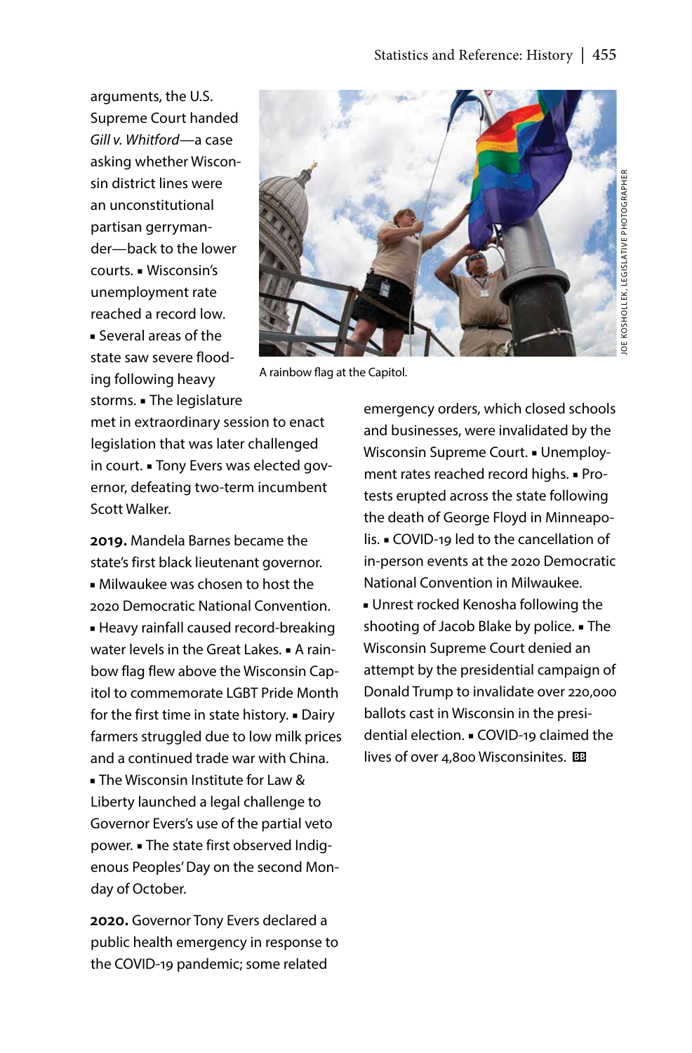arguments, the U.S. Supreme Court handed *Gill v. Whitford*—a case asking whether Wisconsin district lines were an unconstitutional partisan gerrymander—back to the lower courts. ▪ Wisconsin's unemployment rate reached a record low. ▪ Several areas of the state saw severe flooding following heavy storms. ▪ The legislature met in extraordinary session to enact legislation that was later challenged in court. ▪ Tony Evers was elected governor, defeating two-term incumbent Scott Walker.

A rainbow flag at the Capitol.

JOE KOSHOLLEK, LEGISLATIVE PHOTOGRAPHER

**2019.** Mandela Barnes became the state's first black lieutenant governor. ▪ Milwaukee was chosen to host the 2020 Democratic National Convention. ▪ Heavy rainfall caused record-breaking water levels in the Great Lakes. ▪ A rainbow flag flew above the Wisconsin Capitol to commemorate LGBT Pride Month for the first time in state history. ▪ Dairy farmers struggled due to low milk prices and a continued trade war with China. ▪ The Wisconsin Institute for Law & Liberty launched a legal challenge to Governor Evers's use of the partial veto power. ▪ The state first observed Indigenous Peoples' Day on the second Monday of October.

**2020.** Governor Tony Evers declared a public health emergency in response to the COVID-19 pandemic; some related emergency orders, which closed schools and businesses, were invalidated by the Wisconsin Supreme Court. ▪ Unemployment rates reached record highs. ▪ Protests erupted across the state following the death of George Floyd in Minneapolis. ▪ COVID-19 led to the cancellation of in-person events at the 2020 Democratic National Convention in Milwaukee. ▪ Unrest rocked Kenosha following the shooting of Jacob Blake by police. ▪ The Wisconsin Supreme Court denied an attempt by the presidential campaign of Donald Trump to invalidate over 220,000 ballots cast in Wisconsin in the presidential election. ▪ COVID-19 claimed the lives of over 4,800 Wisconsinites.